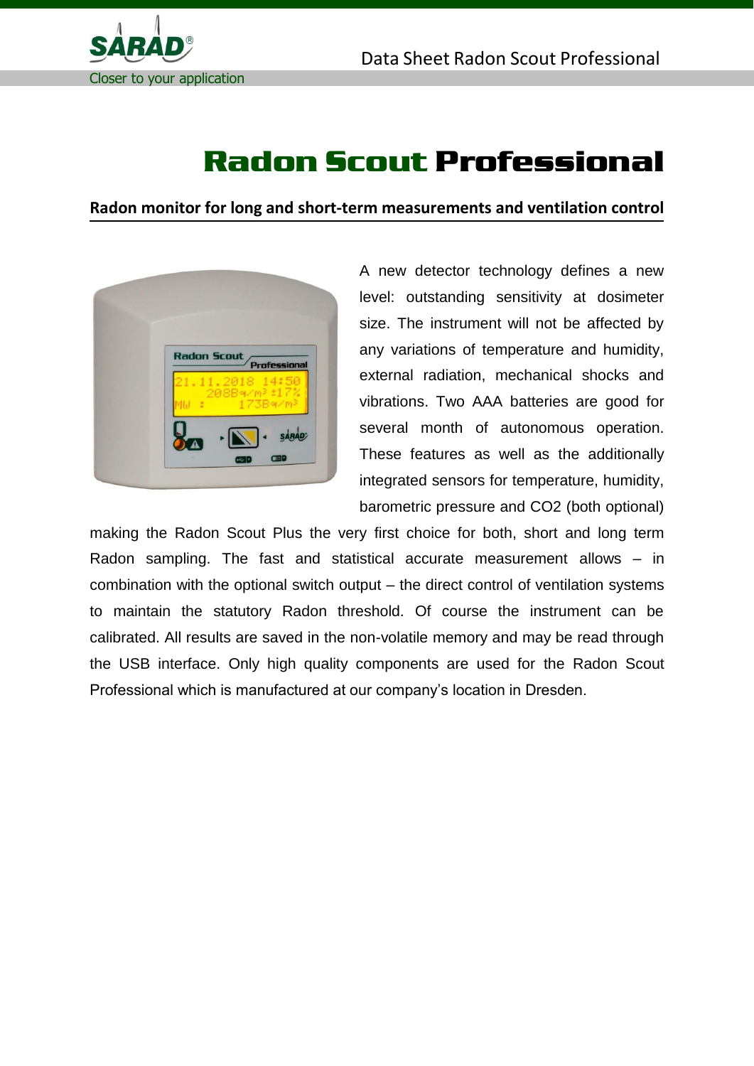# Radon Scout Professional

**Radon monitor for long and short-term measurements and ventilation control**

A new detector technology defines a new level: outstanding sensitivity at dosimeter size. The instrument will not be affected by any variations of temperature and humidity, external radiation, mechanical shocks and vibrations. Two AAA batteries are good for several month of autonomous operation. These features as well as the additionally integrated sensors for temperature, humidity, barometric pressure and CO2 (both optional) making the Radon Scout Plus the very first choice for both, short and long term Radon sampling. The fast and statistical accurate measurement allows – in combination with the optional switch output – the direct control of ventilation systems to maintain the statutory Radon threshold. Of course the instrument can be calibrated. All results are saved in the non-volatile memory and may be read through the USB interface. Only high quality components are used for the Radon Scout Professional which is manufactured at our company's location in Dresden.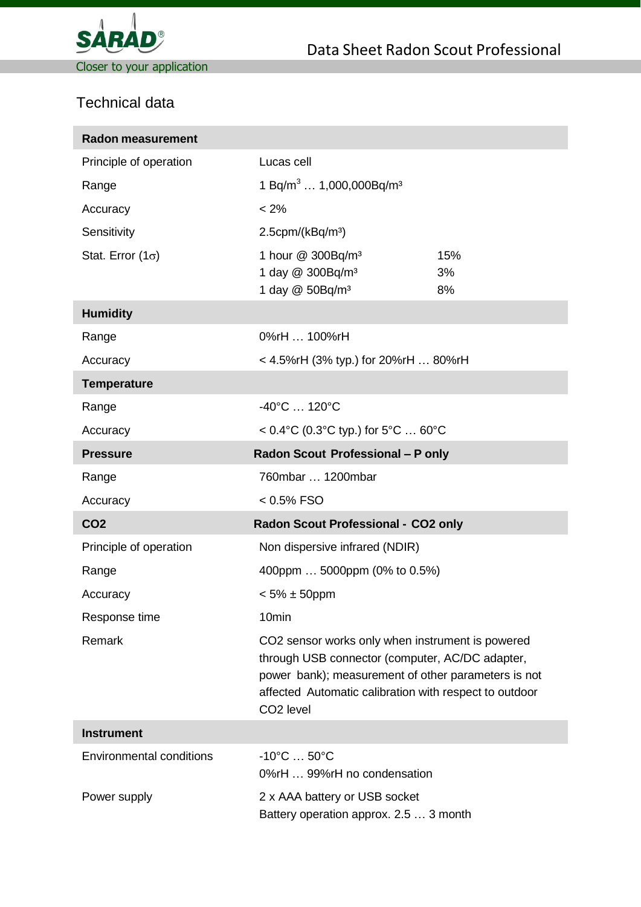## Technical data

| **Radon measurement** | | |
|---|---|---|
| Principle of operation | Lucas cell | |
| Range | 1 Bq/m³ … 1,000,000Bq/m³ | |
| Accuracy | < 2% | |
| Sensitivity | 2.5cpm/(kBq/m³) | |
| Stat. Error (1σ) | 1 hour @ 300Bq/m³ | 15% |
| | 1 day @ 300Bq/m³ | 3% |
| | 1 day @ 50Bq/m³ | 8% |
| **Humidity** | | |
| Range | 0%rH … 100%rH | |
| Accuracy | < 4.5%rH (3% typ.) for 20%rH … 80%rH | |
| **Temperature** | | |
| Range | -40°C … 120°C | |
| Accuracy | < 0.4°C (0.3°C typ.) for 5°C … 60°C | |
| **Pressure** | **Radon Scout Professional – P only** | |
| Range | 760mbar … 1200mbar | |
| Accuracy | < 0.5% FSO | |
| **CO2** | **Radon Scout Professional - CO2 only** | |
| Principle of operation | Non dispersive infrared (NDIR) | |
| Range | 400ppm … 5000ppm (0% to 0.5%) | |
| Accuracy | < 5% ± 50ppm | |
| Response time | 10min | |
| Remark | CO2 sensor works only when instrument is powered through USB connector (computer, AC/DC adapter, power bank); measurement of other parameters is not affected Automatic calibration with respect to outdoor CO2 level | |
| **Instrument** | | |
| Environmental conditions | -10°C … 50°C<br>0%rH … 99%rH no condensation | |
| Power supply | 2 x AAA battery or USB socket<br>Battery operation approx. 2.5 … 3 month | |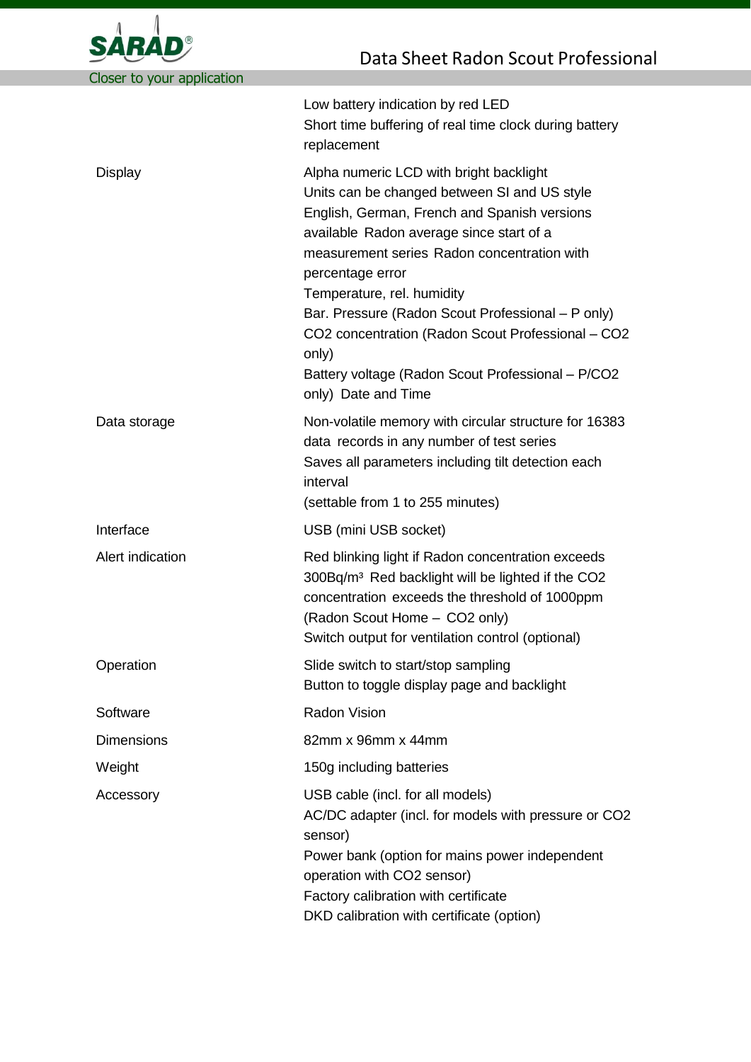| | |
|---|---|
| | Low battery indication by red LED<br>Short time buffering of real time clock during battery replacement |
| Display | Alpha numeric LCD with bright backlight<br>Units can be changed between SI and US style<br>English, German, French and Spanish versions available Radon average since start of a measurement series Radon concentration with percentage error<br>Temperature, rel. humidity<br>Bar. Pressure (Radon Scout Professional – P only)<br>$CO_2$ concentration (Radon Scout Professional – $CO_2$ only)<br>Battery voltage (Radon Scout Professional – P/$CO_2$ only) Date and Time |
| Data storage | Non-volatile memory with circular structure for 16383 data records in any number of test series<br>Saves all parameters including tilt detection each interval<br>(settable from 1 to 255 minutes) |
| Interface | USB (mini USB socket) |
| Alert indication | Red blinking light if Radon concentration exceeds 300Bq/m³ Red backlight will be lighted if the $CO_2$ concentration exceeds the threshold of 1000ppm (Radon Scout Home – $CO_2$ only)<br>Switch output for ventilation control (optional) |
| Operation | Slide switch to start/stop sampling<br>Button to toggle display page and backlight |
| Software | Radon Vision |
| Dimensions | 82mm x 96mm x 44mm |
| Weight | 150g including batteries |
| Accessory | USB cable (incl. for all models)<br>AC/DC adapter (incl. for models with pressure or $CO_2$ sensor)<br>Power bank (option for mains power independent operation with $CO_2$ sensor)<br>Factory calibration with certificate<br>DKD calibration with certificate (option) |